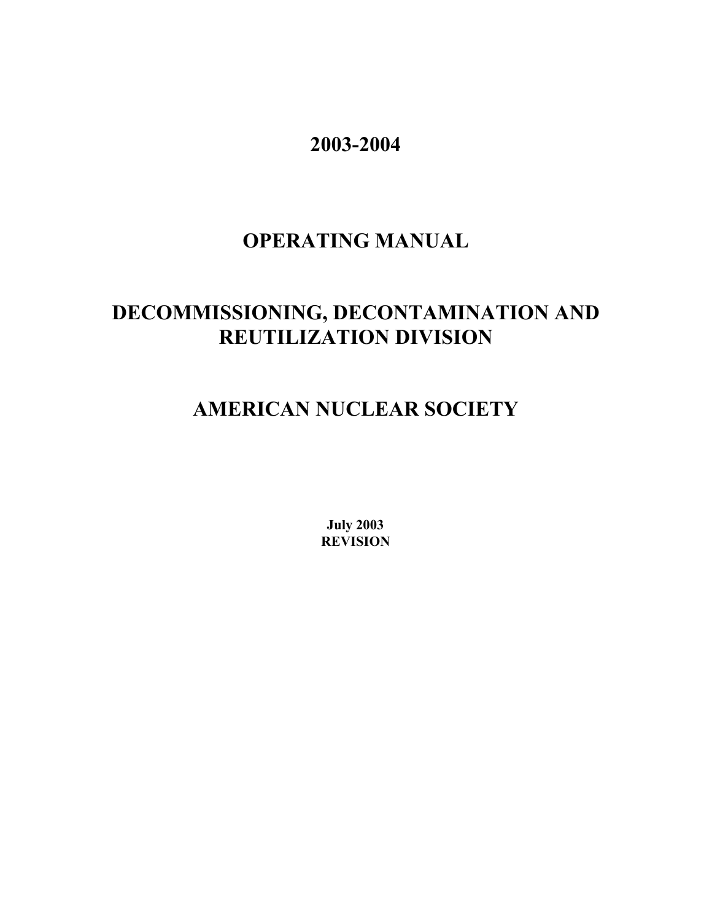# 2003-2004

# OPERATING MANUAL

# DECOMMISSIONING, DECONTAMINATION AND REUTILIZATION DIVISION

# AMERICAN NUCLEAR SOCIETY

**July 2003**
**REVISION**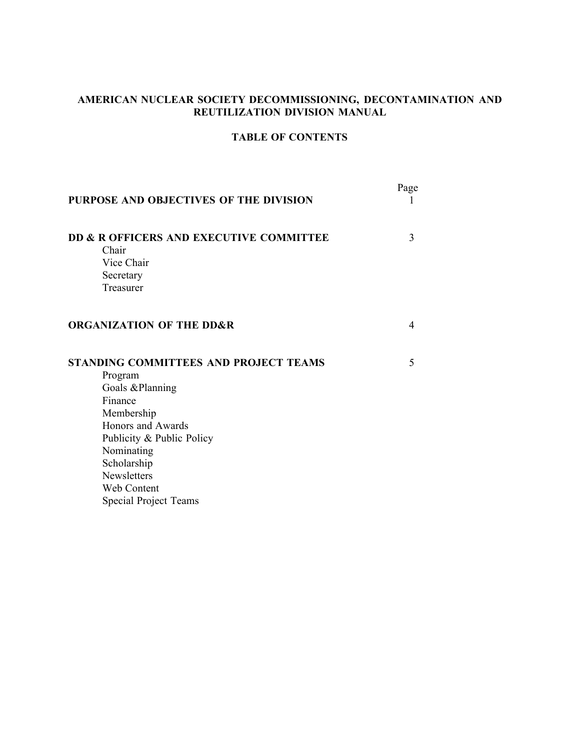# AMERICAN NUCLEAR SOCIETY DECOMMISSIONING, DECONTAMINATION AND REUTILIZATION DIVISION MANUAL

## TABLE OF CONTENTS

| | Page |
|---|---|
| **PURPOSE AND OBJECTIVES OF THE DIVISION** | 1 |
| **DD & R OFFICERS AND EXECUTIVE COMMITTEE** | 3 |
| Chair | |
| Vice Chair | |
| Secretary | |
| Treasurer | |
| **ORGANIZATION OF THE DD&R** | 4 |
| **STANDING COMMITTEES AND PROJECT TEAMS** | 5 |
| Program | |
| Goals &Planning | |
| Finance | |
| Membership | |
| Honors and Awards | |
| Publicity & Public Policy | |
| Nominating | |
| Scholarship | |
| Newsletters | |
| Web Content | |
| Special Project Teams | |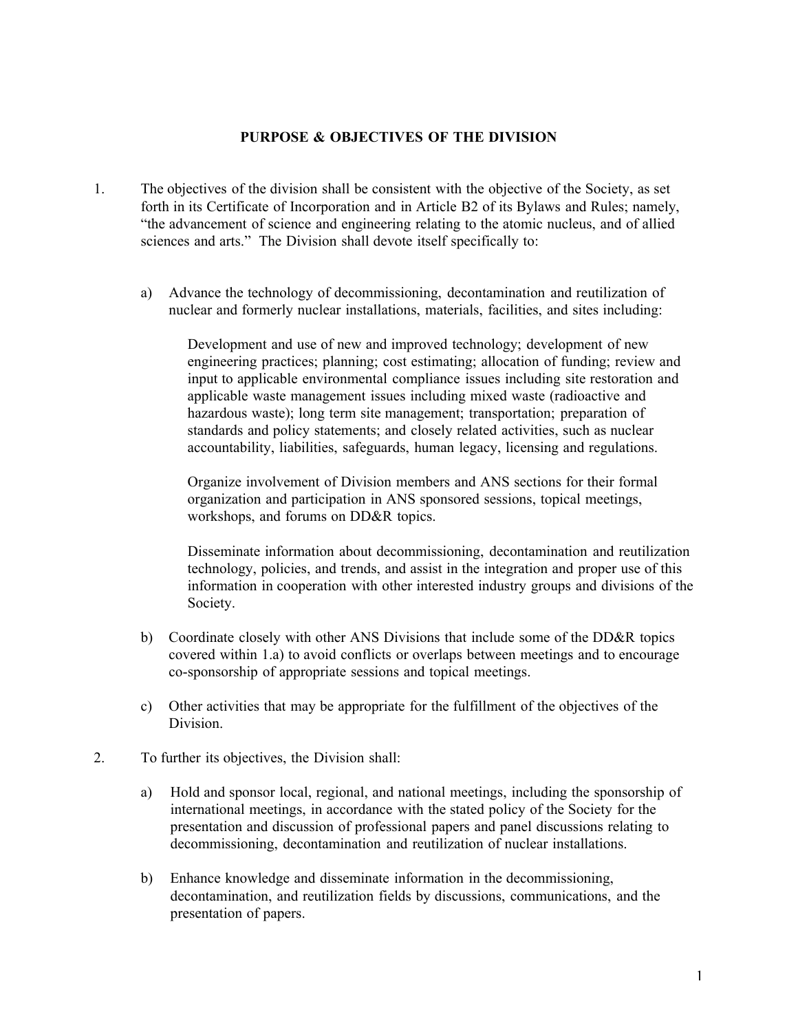## PURPOSE & OBJECTIVES OF THE DIVISION

1. The objectives of the division shall be consistent with the objective of the Society, as set forth in its Certificate of Incorporation and in Article B2 of its Bylaws and Rules; namely, "the advancement of science and engineering relating to the atomic nucleus, and of allied sciences and arts." The Division shall devote itself specifically to:

   a) Advance the technology of decommissioning, decontamination and reutilization of nuclear and formerly nuclear installations, materials, facilities, and sites including:

      Development and use of new and improved technology; development of new engineering practices; planning; cost estimating; allocation of funding; review and input to applicable environmental compliance issues including site restoration and applicable waste management issues including mixed waste (radioactive and hazardous waste); long term site management; transportation; preparation of standards and policy statements; and closely related activities, such as nuclear accountability, liabilities, safeguards, human legacy, licensing and regulations.

      Organize involvement of Division members and ANS sections for their formal organization and participation in ANS sponsored sessions, topical meetings, workshops, and forums on DD&R topics.

      Disseminate information about decommissioning, decontamination and reutilization technology, policies, and trends, and assist in the integration and proper use of this information in cooperation with other interested industry groups and divisions of the Society.

   b) Coordinate closely with other ANS Divisions that include some of the DD&R topics covered within 1.a) to avoid conflicts or overlaps between meetings and to encourage co-sponsorship of appropriate sessions and topical meetings.

   c) Other activities that may be appropriate for the fulfillment of the objectives of the Division.

2. To further its objectives, the Division shall:

   a) Hold and sponsor local, regional, and national meetings, including the sponsorship of international meetings, in accordance with the stated policy of the Society for the presentation and discussion of professional papers and panel discussions relating to decommissioning, decontamination and reutilization of nuclear installations.

   b) Enhance knowledge and disseminate information in the decommissioning, decontamination, and reutilization fields by discussions, communications, and the presentation of papers.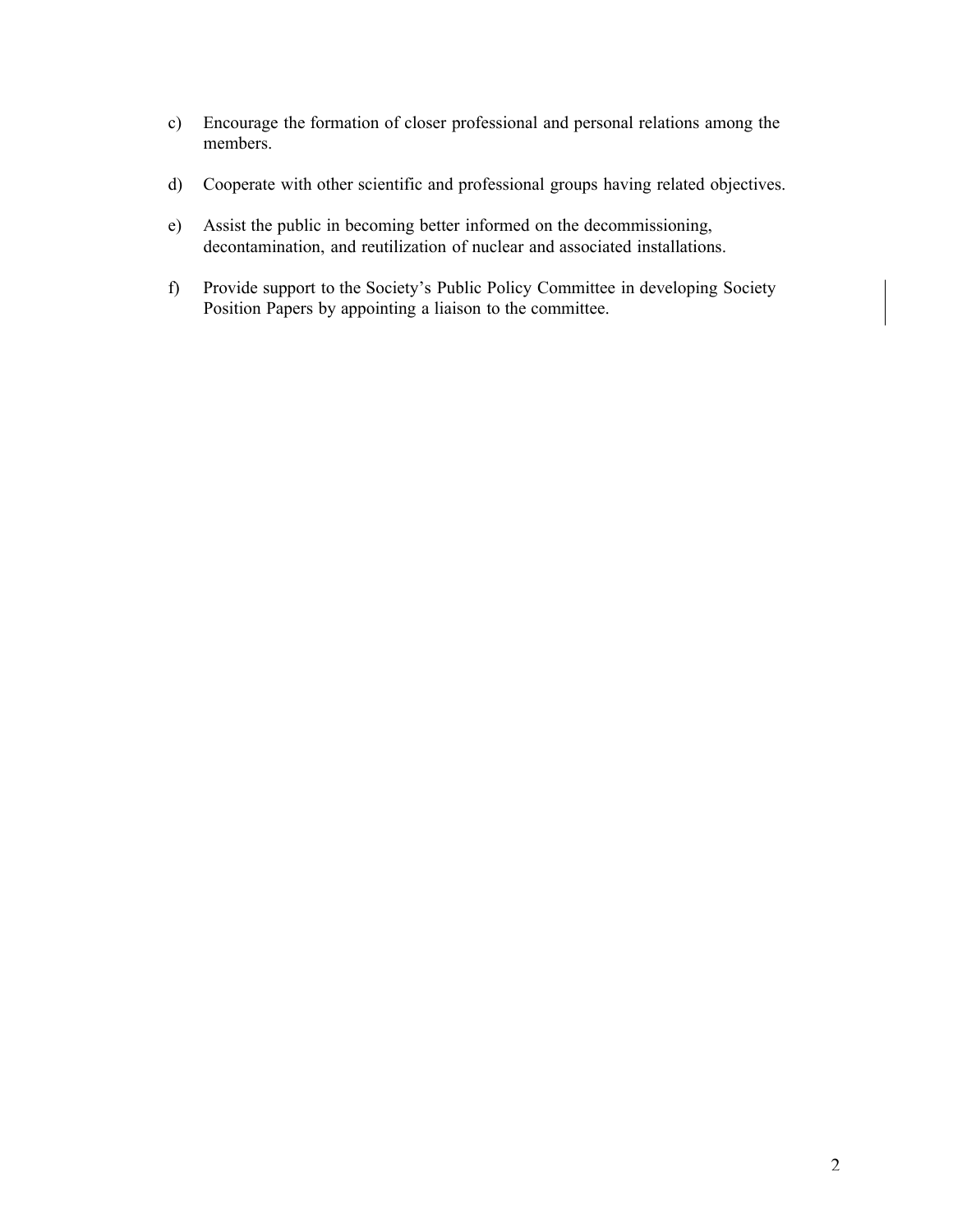c) Encourage the formation of closer professional and personal relations among the members.

d) Cooperate with other scientific and professional groups having related objectives.

e) Assist the public in becoming better informed on the decommissioning, decontamination, and reutilization of nuclear and associated installations.

f) Provide support to the Society's Public Policy Committee in developing Society Position Papers by appointing a liaison to the committee.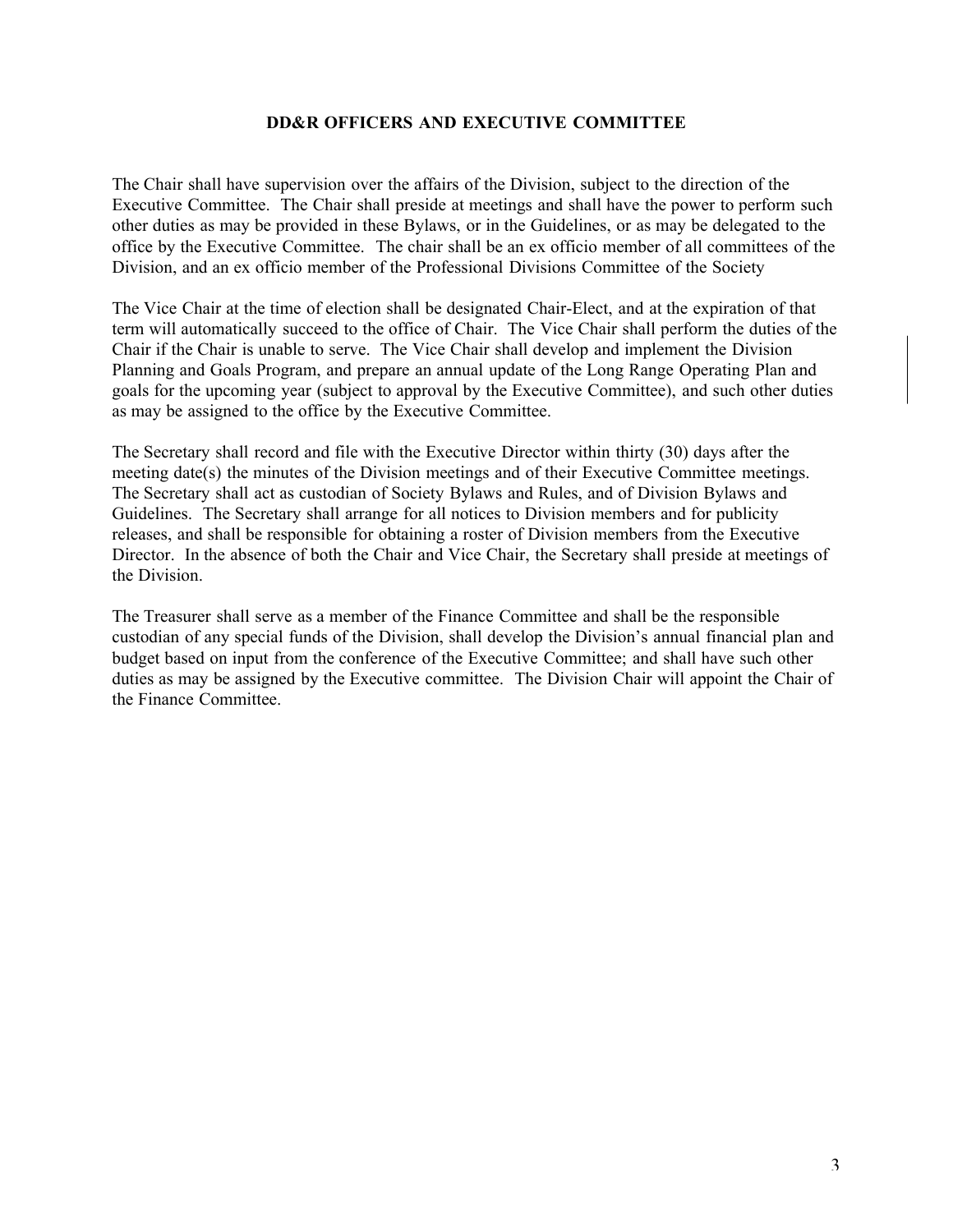## DD&R OFFICERS AND EXECUTIVE COMMITTEE

The Chair shall have supervision over the affairs of the Division, subject to the direction of the Executive Committee. The Chair shall preside at meetings and shall have the power to perform such other duties as may be provided in these Bylaws, or in the Guidelines, or as may be delegated to the office by the Executive Committee. The chair shall be an ex officio member of all committees of the Division, and an ex officio member of the Professional Divisions Committee of the Society

The Vice Chair at the time of election shall be designated Chair-Elect, and at the expiration of that term will automatically succeed to the office of Chair. The Vice Chair shall perform the duties of the Chair if the Chair is unable to serve. The Vice Chair shall develop and implement the Division Planning and Goals Program, and prepare an annual update of the Long Range Operating Plan and goals for the upcoming year (subject to approval by the Executive Committee), and such other duties as may be assigned to the office by the Executive Committee.

The Secretary shall record and file with the Executive Director within thirty (30) days after the meeting date(s) the minutes of the Division meetings and of their Executive Committee meetings. The Secretary shall act as custodian of Society Bylaws and Rules, and of Division Bylaws and Guidelines. The Secretary shall arrange for all notices to Division members and for publicity releases, and shall be responsible for obtaining a roster of Division members from the Executive Director. In the absence of both the Chair and Vice Chair, the Secretary shall preside at meetings of the Division.

The Treasurer shall serve as a member of the Finance Committee and shall be the responsible custodian of any special funds of the Division, shall develop the Division's annual financial plan and budget based on input from the conference of the Executive Committee; and shall have such other duties as may be assigned by the Executive committee. The Division Chair will appoint the Chair of the Finance Committee.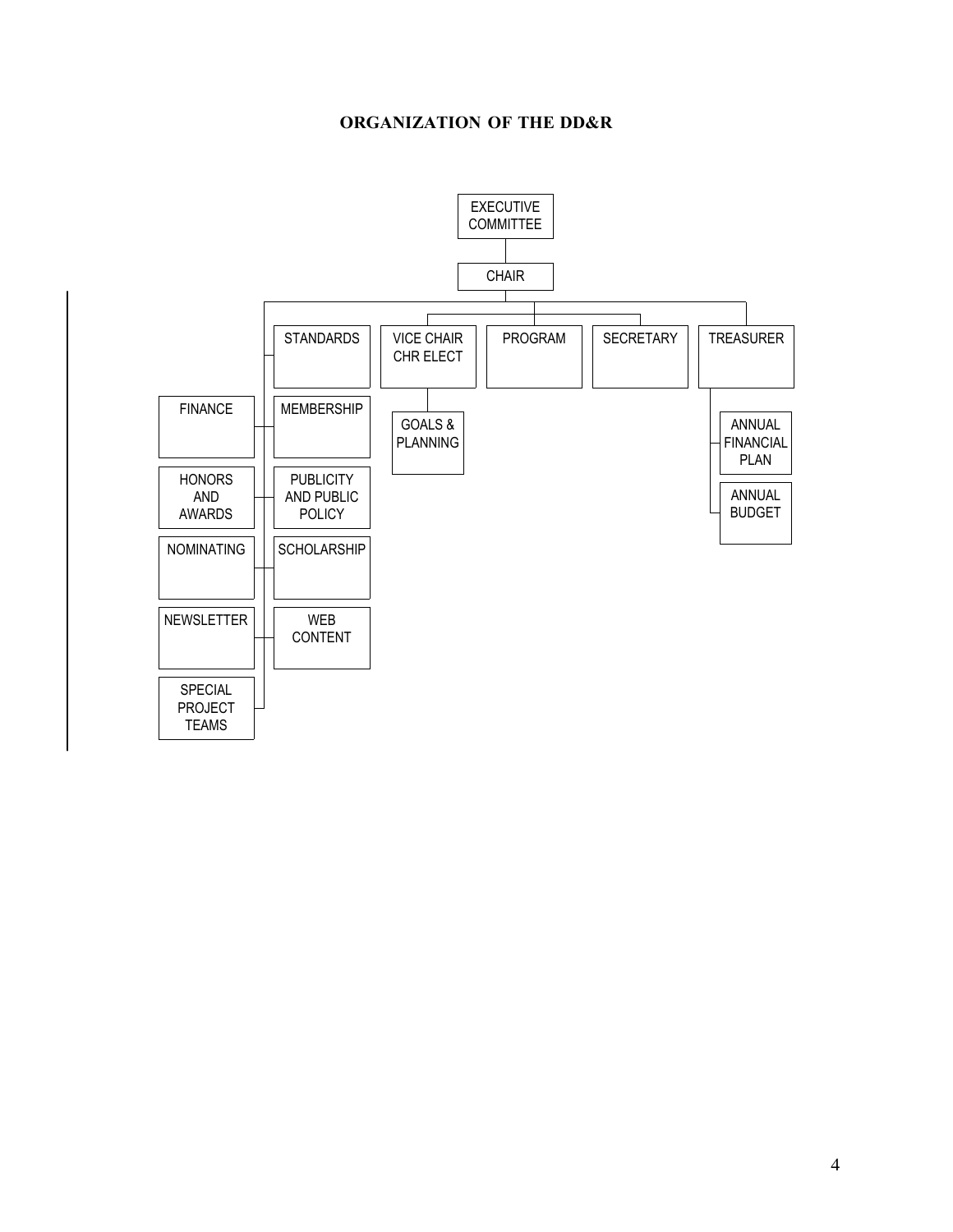# ORGANIZATION OF THE DD&R

- EXECUTIVE COMMITTEE
  - CHAIR
    - STANDARDS
    - FINANCE
    - MEMBERSHIP
    - HONORS AND AWARDS
    - PUBLICITY AND PUBLIC POLICY
    - NOMINATING
    - SCHOLARSHIP
    - NEWSLETTER
    - WEB CONTENT
    - SPECIAL PROJECT TEAMS
    - VICE CHAIR CHR ELECT
      - GOALS & PLANNING
    - PROGRAM
    - SECRETARY
    - TREASURER
      - ANNUAL FINANCIAL PLAN
      - ANNUAL BUDGET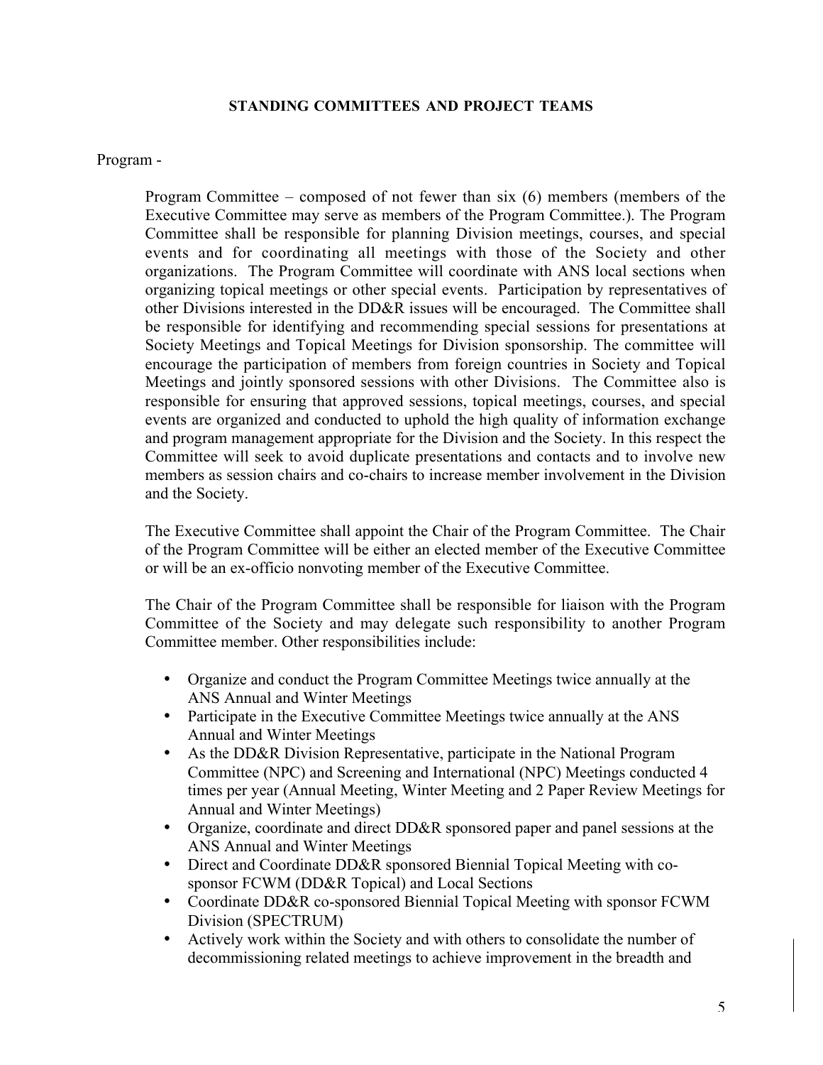## STANDING COMMITTEES AND PROJECT TEAMS

Program -

Program Committee – composed of not fewer than six (6) members (members of the Executive Committee may serve as members of the Program Committee.). The Program Committee shall be responsible for planning Division meetings, courses, and special events and for coordinating all meetings with those of the Society and other organizations. The Program Committee will coordinate with ANS local sections when organizing topical meetings or other special events. Participation by representatives of other Divisions interested in the DD&R issues will be encouraged. The Committee shall be responsible for identifying and recommending special sessions for presentations at Society Meetings and Topical Meetings for Division sponsorship. The committee will encourage the participation of members from foreign countries in Society and Topical Meetings and jointly sponsored sessions with other Divisions. The Committee also is responsible for ensuring that approved sessions, topical meetings, courses, and special events are organized and conducted to uphold the high quality of information exchange and program management appropriate for the Division and the Society. In this respect the Committee will seek to avoid duplicate presentations and contacts and to involve new members as session chairs and co-chairs to increase member involvement in the Division and the Society.

The Executive Committee shall appoint the Chair of the Program Committee. The Chair of the Program Committee will be either an elected member of the Executive Committee or will be an ex-officio nonvoting member of the Executive Committee.

The Chair of the Program Committee shall be responsible for liaison with the Program Committee of the Society and may delegate such responsibility to another Program Committee member. Other responsibilities include:

- Organize and conduct the Program Committee Meetings twice annually at the ANS Annual and Winter Meetings
- Participate in the Executive Committee Meetings twice annually at the ANS Annual and Winter Meetings
- As the DD&R Division Representative, participate in the National Program Committee (NPC) and Screening and International (NPC) Meetings conducted 4 times per year (Annual Meeting, Winter Meeting and 2 Paper Review Meetings for Annual and Winter Meetings)
- Organize, coordinate and direct DD&R sponsored paper and panel sessions at the ANS Annual and Winter Meetings
- Direct and Coordinate DD&R sponsored Biennial Topical Meeting with co-sponsor FCWM (DD&R Topical) and Local Sections
- Coordinate DD&R co-sponsored Biennial Topical Meeting with sponsor FCWM Division (SPECTRUM)
- Actively work within the Society and with others to consolidate the number of decommissioning related meetings to achieve improvement in the breadth and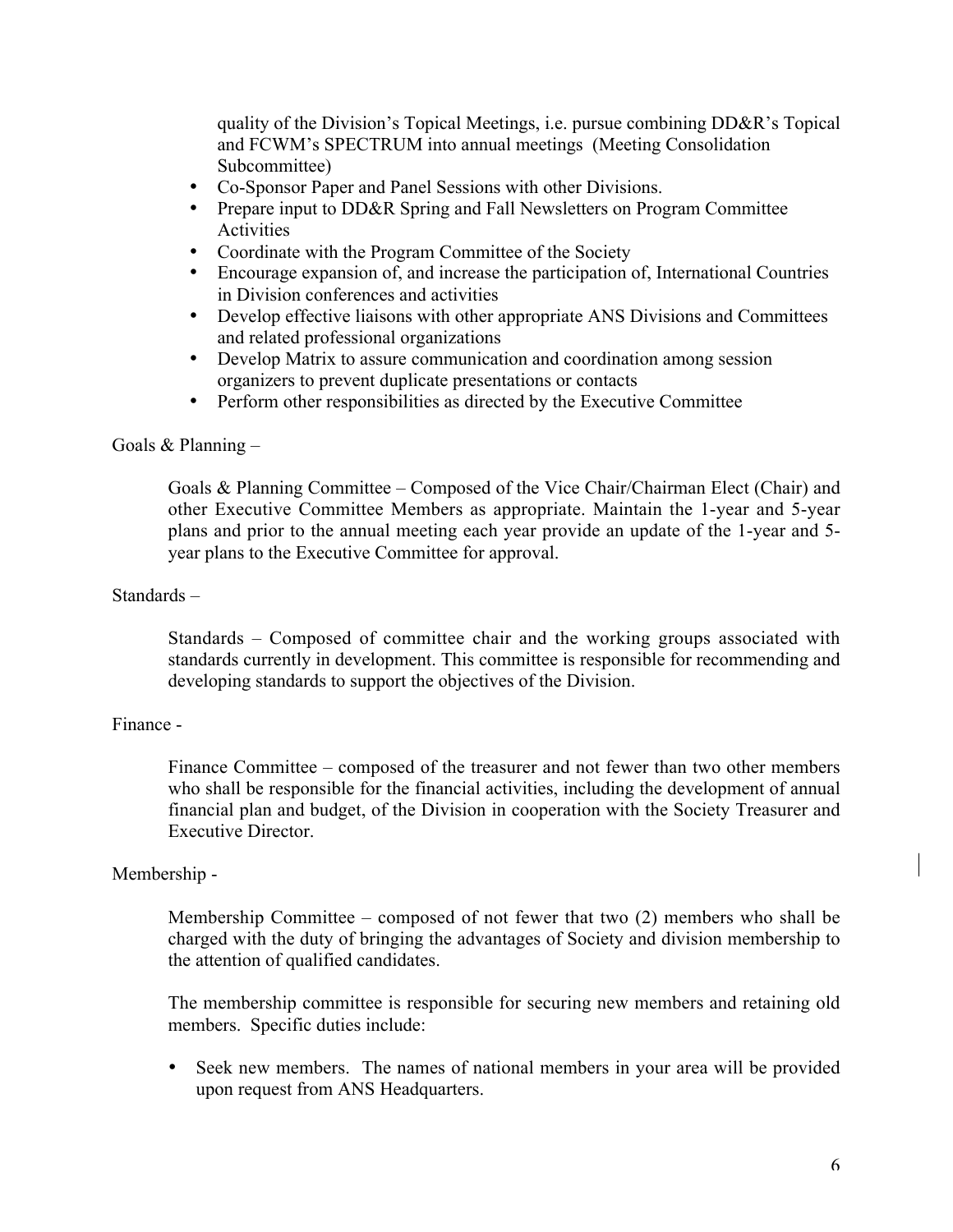quality of the Division's Topical Meetings, i.e. pursue combining DD&R's Topical and FCWM's SPECTRUM into annual meetings (Meeting Consolidation Subcommittee)

- Co-Sponsor Paper and Panel Sessions with other Divisions.
- Prepare input to DD&R Spring and Fall Newsletters on Program Committee Activities
- Coordinate with the Program Committee of the Society
- Encourage expansion of, and increase the participation of, International Countries in Division conferences and activities
- Develop effective liaisons with other appropriate ANS Divisions and Committees and related professional organizations
- Develop Matrix to assure communication and coordination among session organizers to prevent duplicate presentations or contacts
- Perform other responsibilities as directed by the Executive Committee

Goals & Planning –

Goals & Planning Committee – Composed of the Vice Chair/Chairman Elect (Chair) and other Executive Committee Members as appropriate. Maintain the 1-year and 5-year plans and prior to the annual meeting each year provide an update of the 1-year and 5-year plans to the Executive Committee for approval.

Standards –

Standards – Composed of committee chair and the working groups associated with standards currently in development. This committee is responsible for recommending and developing standards to support the objectives of the Division.

Finance -

Finance Committee – composed of the treasurer and not fewer than two other members who shall be responsible for the financial activities, including the development of annual financial plan and budget, of the Division in cooperation with the Society Treasurer and Executive Director.

Membership -

Membership Committee – composed of not fewer that two (2) members who shall be charged with the duty of bringing the advantages of Society and division membership to the attention of qualified candidates.

The membership committee is responsible for securing new members and retaining old members. Specific duties include:

- Seek new members. The names of national members in your area will be provided upon request from ANS Headquarters.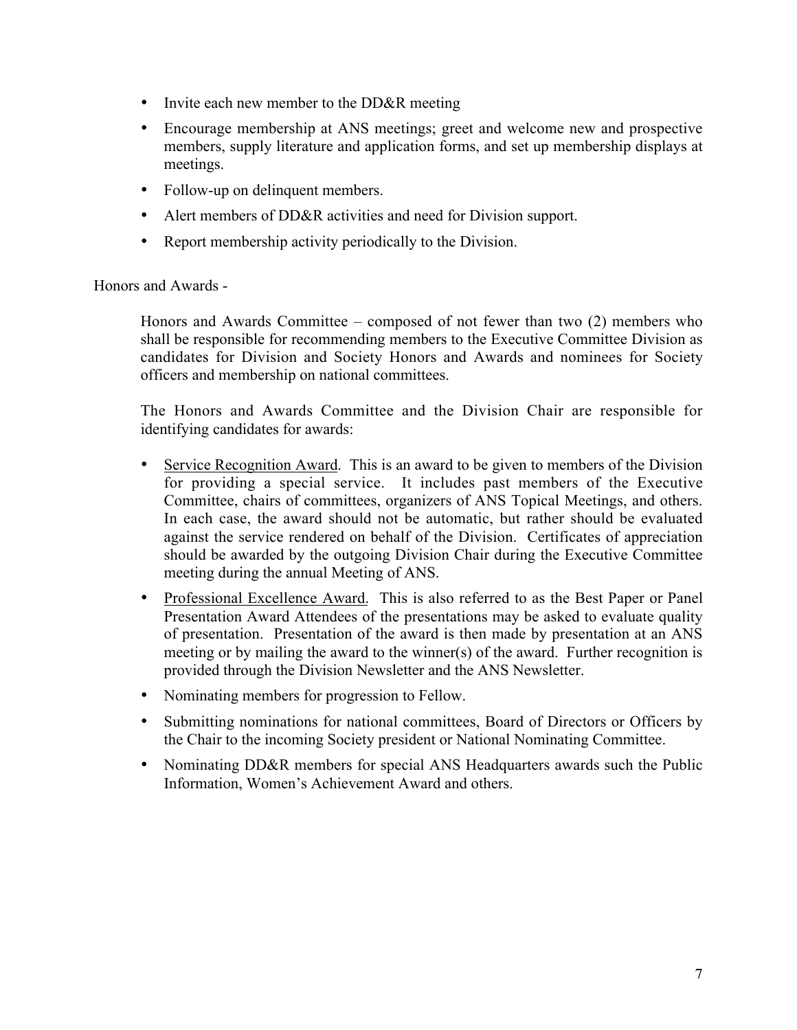- Invite each new member to the DD&R meeting
- Encourage membership at ANS meetings; greet and welcome new and prospective members, supply literature and application forms, and set up membership displays at meetings.
- Follow-up on delinquent members.
- Alert members of DD&R activities and need for Division support.
- Report membership activity periodically to the Division.

Honors and Awards -

Honors and Awards Committee – composed of not fewer than two (2) members who shall be responsible for recommending members to the Executive Committee Division as candidates for Division and Society Honors and Awards and nominees for Society officers and membership on national committees.

The Honors and Awards Committee and the Division Chair are responsible for identifying candidates for awards:

- Service Recognition Award. This is an award to be given to members of the Division for providing a special service. It includes past members of the Executive Committee, chairs of committees, organizers of ANS Topical Meetings, and others. In each case, the award should not be automatic, but rather should be evaluated against the service rendered on behalf of the Division. Certificates of appreciation should be awarded by the outgoing Division Chair during the Executive Committee meeting during the annual Meeting of ANS.
- Professional Excellence Award. This is also referred to as the Best Paper or Panel Presentation Award Attendees of the presentations may be asked to evaluate quality of presentation. Presentation of the award is then made by presentation at an ANS meeting or by mailing the award to the winner(s) of the award. Further recognition is provided through the Division Newsletter and the ANS Newsletter.
- Nominating members for progression to Fellow.
- Submitting nominations for national committees, Board of Directors or Officers by the Chair to the incoming Society president or National Nominating Committee.
- Nominating DD&R members for special ANS Headquarters awards such the Public Information, Women's Achievement Award and others.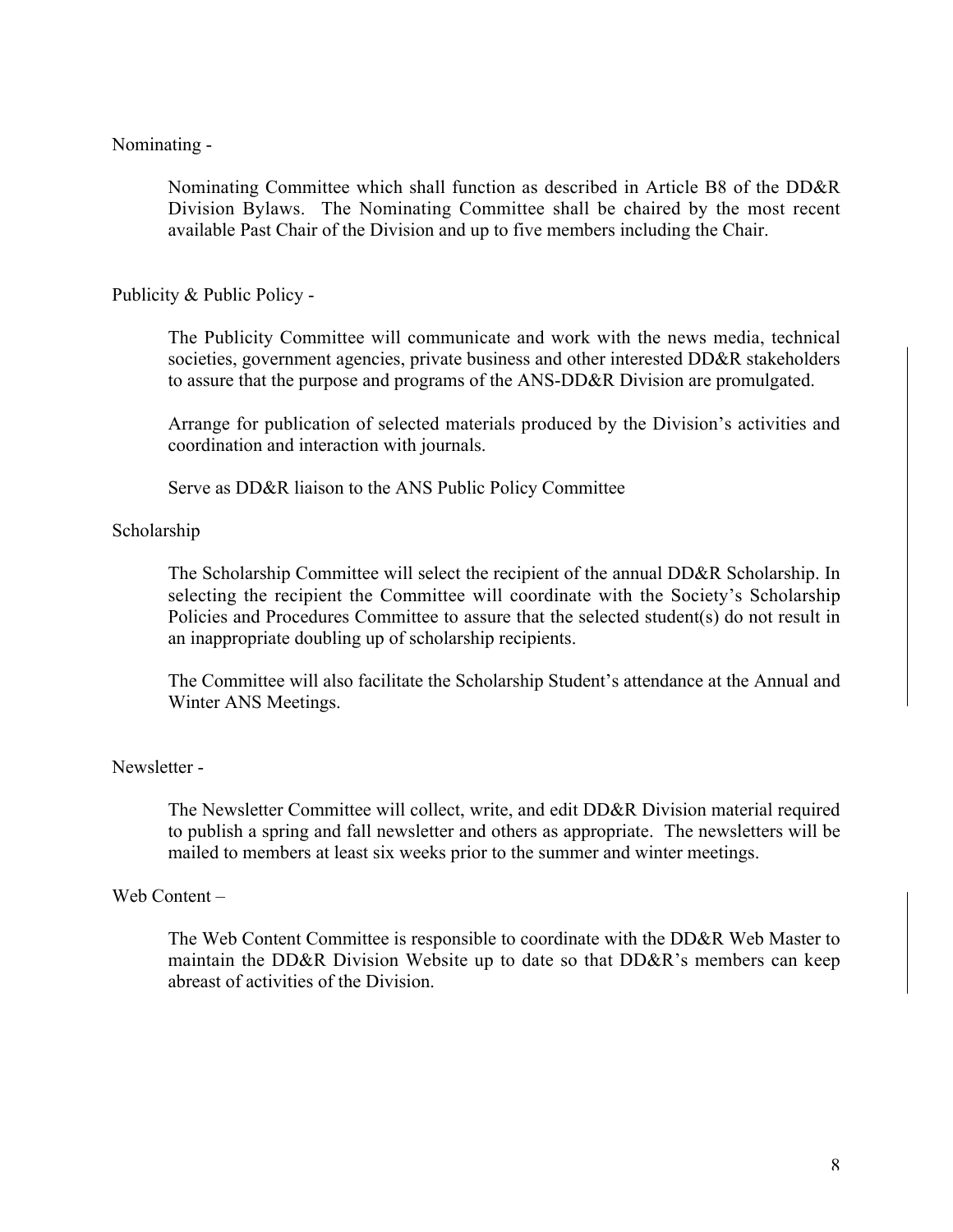Nominating -

Nominating Committee which shall function as described in Article B8 of the DD&R Division Bylaws. The Nominating Committee shall be chaired by the most recent available Past Chair of the Division and up to five members including the Chair.

Publicity & Public Policy -

The Publicity Committee will communicate and work with the news media, technical societies, government agencies, private business and other interested DD&R stakeholders to assure that the purpose and programs of the ANS-DD&R Division are promulgated.

Arrange for publication of selected materials produced by the Division's activities and coordination and interaction with journals.

Serve as DD&R liaison to the ANS Public Policy Committee

Scholarship

The Scholarship Committee will select the recipient of the annual DD&R Scholarship. In selecting the recipient the Committee will coordinate with the Society's Scholarship Policies and Procedures Committee to assure that the selected student(s) do not result in an inappropriate doubling up of scholarship recipients.

The Committee will also facilitate the Scholarship Student's attendance at the Annual and Winter ANS Meetings.

Newsletter -

The Newsletter Committee will collect, write, and edit DD&R Division material required to publish a spring and fall newsletter and others as appropriate. The newsletters will be mailed to members at least six weeks prior to the summer and winter meetings.

Web Content –

The Web Content Committee is responsible to coordinate with the DD&R Web Master to maintain the DD&R Division Website up to date so that DD&R's members can keep abreast of activities of the Division.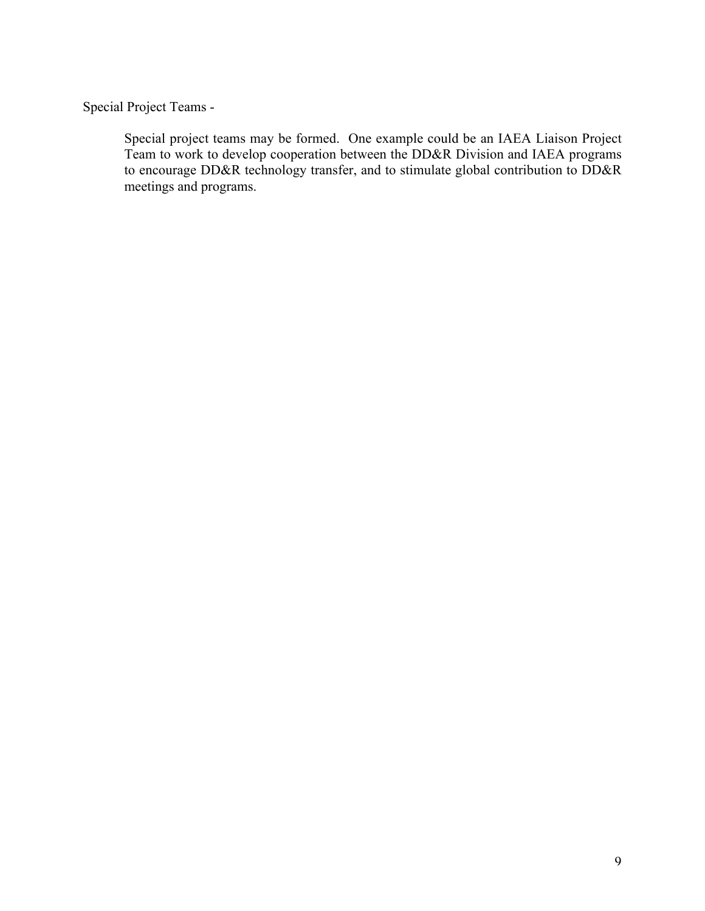Special Project Teams -

Special project teams may be formed. One example could be an IAEA Liaison Project Team to work to develop cooperation between the DD&R Division and IAEA programs to encourage DD&R technology transfer, and to stimulate global contribution to DD&R meetings and programs.